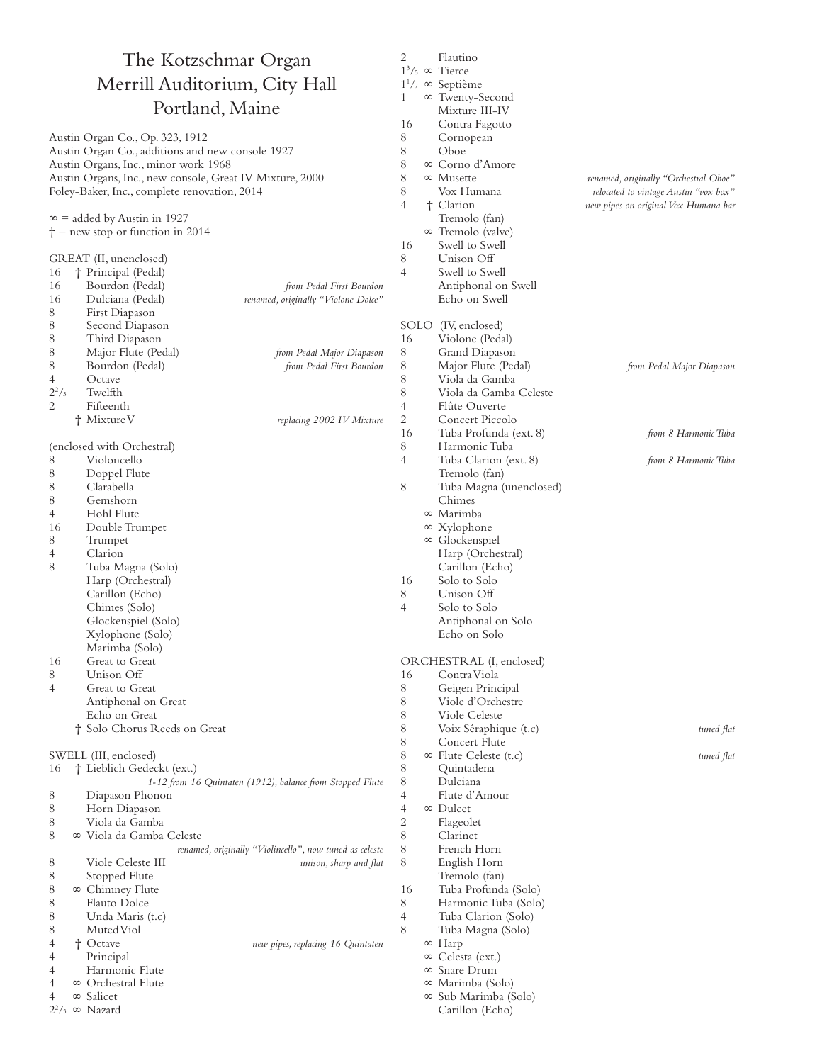# The Kotzschmar Organ
## Merrill Auditorium, City Hall
## Portland, Maine

Austin Organ Co., Op. 323, 1912
Austin Organ Co., additions and new console 1927
Austin Organs, Inc., minor work 1968
Austin Organs, Inc., new console, Great IV Mixture, 2000
Foley-Baker, Inc., complete renovation, 2014

∞ = added by Austin in 1927
† = new stop or function in 2014

### GREAT (II, unenclosed)

| | | | |
|---|---|---|---|
| 16 | † | Principal (Pedal) | |
| 16 | | Bourdon (Pedal) | *from Pedal First Bourdon* |
| 16 | | Dulciana (Pedal) | *renamed, originally "Violone Dolce"* |
| 8 | | First Diapason | |
| 8 | | Second Diapason | |
| 8 | | Third Diapason | |
| 8 | | Major Flute (Pedal) | *from Pedal Major Diapason* |
| 8 | | Bourdon (Pedal) | *from Pedal First Bourdon* |
| 4 | | Octave | |
| $2^2/_3$ | | Twelfth | |
| 2 | | Fifteenth | |
| | † | Mixture V | *replacing 2002 IV Mixture* |

(enclosed with Orchestral)

| | | | |
|---|---|---|---|
| 8 | | Violoncello | |
| 8 | | Doppel Flute | |
| 8 | | Clarabella | |
| 8 | | Gemshorn | |
| 4 | | Hohl Flute | |
| 16 | | Double Trumpet | |
| 8 | | Trumpet | |
| 4 | | Clarion | |
| 8 | | Tuba Magna (Solo) | |
| | | Harp (Orchestral) | |
| | | Carillon (Echo) | |
| | | Chimes (Solo) | |
| | | Glockenspiel (Solo) | |
| | | Xylophone (Solo) | |
| | | Marimba (Solo) | |
| 16 | | Great to Great | |
| 8 | | Unison Off | |
| 4 | | Great to Great | |
| | | Antiphonal on Great | |
| | | Echo on Great | |
| | † | Solo Chorus Reeds on Great | |

### SWELL (III, enclosed)

| | | | |
|---|---|---|---|
| 16 | † | Lieblich Gedeckt (ext.) | *1-12 from 16 Quintaten (1912), balance from Stopped Flute* |
| 8 | | Diapason Phonon | |
| 8 | | Horn Diapason | |
| 8 | | Viola da Gamba | |
| 8 | ∞ | Viola da Gamba Celeste | *renamed, originally "Violincello", now tuned as celeste* |
| 8 | | Viole Celeste III | *unison, sharp and flat* |
| 8 | | Stopped Flute | |
| 8 | ∞ | Chimney Flute | |
| 8 | | Flauto Dolce | |
| 8 | | Unda Maris (t.c) | |
| 8 | | Muted Viol | |
| 4 | † | Octave | *new pipes, replacing 16 Quintaten* |
| 4 | | Principal | |
| 4 | | Harmonic Flute | |
| 4 | ∞ | Orchestral Flute | |
| 4 | ∞ | Salicet | |
| $2^2/_3$ | ∞ | Nazard | |
| 2 | | Flautino | |
| $1^3/_5$ | ∞ | Tierce | |
| $1^1/_7$ | ∞ | Septième | |
| 1 | ∞ | Twenty-Second | |
| | | Mixture III-IV | |
| 16 | | Contra Fagotto | |
| 8 | | Cornopean | |
| 8 | | Oboe | |
| 8 | ∞ | Corno d'Amore | |
| 8 | ∞ | Musette | *renamed, originally "Orchestral Oboe"* |
| 8 | | Vox Humana | *relocated to vintage Austin "vox box"* |
| 4 | † | Clarion | *new pipes on original Vox Humana bar* |
| | | Tremolo (fan) | |
| | ∞ | Tremolo (valve) | |
| 16 | | Swell to Swell | |
| 8 | | Unison Off | |
| 4 | | Swell to Swell | |
| | | Antiphonal on Swell | |
| | | Echo on Swell | |

### SOLO (IV, enclosed)

| | | | |
|---|---|---|---|
| 16 | | Violone (Pedal) | |
| 8 | | Grand Diapason | |
| 8 | | Major Flute (Pedal) | *from Pedal Major Diapason* |
| 8 | | Viola da Gamba | |
| 8 | | Viola da Gamba Celeste | |
| 4 | | Flûte Ouverte | |
| 2 | | Concert Piccolo | |
| 16 | | Tuba Profunda (ext. 8) | *from 8 Harmonic Tuba* |
| 8 | | Harmonic Tuba | |
| 4 | | Tuba Clarion (ext. 8) | *from 8 Harmonic Tuba* |
| | | Tremolo (fan) | |
| 8 | | Tuba Magna (unenclosed) | |
| | | Chimes | |
| | ∞ | Marimba | |
| | ∞ | Xylophone | |
| | ∞ | Glockenspiel | |
| | | Harp (Orchestral) | |
| | | Carillon (Echo) | |
| 16 | | Solo to Solo | |
| 8 | | Unison Off | |
| 4 | | Solo to Solo | |
| | | Antiphonal on Solo | |
| | | Echo on Solo | |

### ORCHESTRAL (I, enclosed)

| | | | |
|---|---|---|---|
| 16 | | Contra Viola | |
| 8 | | Geigen Principal | |
| 8 | | Viole d'Orchestre | |
| 8 | | Viole Celeste | |
| 8 | | Voix Séraphique (t.c) | *tuned flat* |
| 8 | | Concert Flute | |
| 8 | ∞ | Flute Celeste (t.c) | *tuned flat* |
| 8 | | Quintadena | |
| 8 | | Dulciana | |
| 4 | | Flute d'Amour | |
| 4 | ∞ | Dulcet | |
| 2 | | Flageolet | |
| 8 | | Clarinet | |
| 8 | | French Horn | |
| 8 | | English Horn | |
| | | Tremolo (fan) | |
| 16 | | Tuba Profunda (Solo) | |
| 8 | | Harmonic Tuba (Solo) | |
| 4 | | Tuba Clarion (Solo) | |
| 8 | | Tuba Magna (Solo) | |
| | ∞ | Harp | |
| | ∞ | Celesta (ext.) | |
| | ∞ | Snare Drum | |
| | ∞ | Marimba (Solo) | |
| | ∞ | Sub Marimba (Solo) | |
| | | Carillon (Echo) | |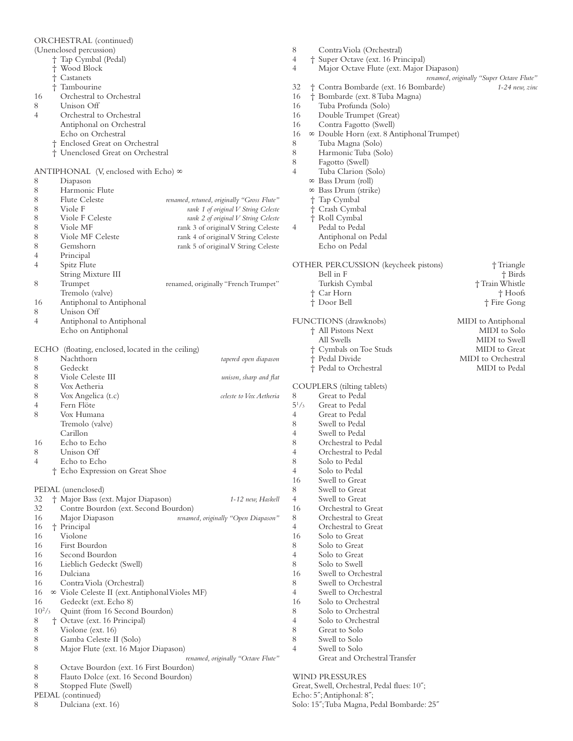ORCHESTRAL (continued)
(Unenclosed percussion)

| | | | |
|---|---|---|---|
| | † | Tap Cymbal (Pedal) | |
| | † | Wood Block | |
| | † | Castanets | |
| | † | Tambourine | |
| 16 | | Orchestral to Orchestral | |
| 8 | | Unison Off | |
| 4 | | Orchestral to Orchestral | |
| | | Antiphonal on Orchestral | |
| | | Echo on Orchestral | |
| | † | Enclosed Great on Orchestral | |
| | † | Unenclosed Great on Orchestral | |

ANTIPHONAL (V, enclosed with Echo) ∞

| | | | |
|---|---|---|---|
| 8 | | Diapason | |
| 8 | | Harmonic Flute | |
| 8 | | Flute Celeste | *renamed, retuned, originally "Gross Flute"* |
| 8 | | Viole F | *rank 1 of original V String Celeste* |
| 8 | | Viole F Celeste | *rank 2 of original V String Celeste* |
| 8 | | Viole MF | rank 3 of original V String Celeste |
| 8 | | Viole MF Celeste | rank 4 of original V String Celeste |
| 8 | | Gemshorn | rank 5 of original V String Celeste |
| 4 | | Principal | |
| 4 | | Spitz Flute | |
| | | String Mixture III | |
| 8 | | Trumpet | renamed, originally "French Trumpet" |
| | | Tremolo (valve) | |
| 16 | | Antiphonal to Antiphonal | |
| 8 | | Unison Off | |
| 4 | | Antiphonal to Antiphonal | |
| | | Echo on Antiphonal | |

ECHO (floating, enclosed, located in the ceiling)

| | | | |
|---|---|---|---|
| 8 | | Nachthorn | *tapered open diapason* |
| 8 | | Gedeckt | |
| 8 | | Viole Celeste III | *unison, sharp and flat* |
| 8 | | Vox Aetheria | |
| 8 | | Vox Angelica (t.c) | *celeste to Vox Aetheria* |
| 4 | | Fern Flöte | |
| 8 | | Vox Humana | |
| | | Tremolo (valve) | |
| | | Carillon | |
| 16 | | Echo to Echo | |
| 8 | | Unison Off | |
| 4 | | Echo to Echo | |
| | † | Echo Expression on Great Shoe | |

PEDAL (unenclosed)

| | | | |
|---|---|---|---|
| 32 | † | Major Bass (ext. Major Diapason) | *1-12 new, Haskell* |
| 32 | | Contre Bourdon (ext. Second Bourdon) | |
| 16 | | Major Diapason | *renamed, originally "Open Diapason"* |
| 16 | † | Principal | |
| 16 | | Violone | |
| 16 | | First Bourdon | |
| 16 | | Second Bourdon | |
| 16 | | Lieblich Gedeckt (Swell) | |
| 16 | | Dulciana | |
| 16 | | Contra Viola (Orchestral) | |
| 16 | ∞ | Viole Celeste II (ext. Antiphonal Violes MF) | |
| 16 | | Gedeckt (ext. Echo 8) | |
| $10^2/_3$ | | Quint (from 16 Second Bourdon) | |
| 8 | † | Octave (ext. 16 Principal) | |
| 8 | | Violone (ext. 16) | |
| 8 | | Gamba Celeste II (Solo) | |
| 8 | | Major Flute (ext. 16 Major Diapason) | *renamed, originally "Octave Flute"* |
| 8 | | Octave Bourdon (ext. 16 First Bourdon) | |
| 8 | | Flauto Dolce (ext. 16 Second Bourdon) | |
| 8 | | Stopped Flute (Swell) | |

PEDAL (continued)

| | | | |
|---|---|---|---|
| 8 | | Dulciana (ext. 16) | |
| 8 | | Contra Viola (Orchestral) | |
| 4 | † | Super Octave (ext. 16 Principal) | |
| 4 | | Major Octave Flute (ext. Major Diapason) | *renamed, originally "Super Octave Flute"* |
| 32 | † | Contra Bombarde (ext. 16 Bombarde) | *1-24 new, zinc* |
| 16 | † | Bombarde (ext. 8 Tuba Magna) | |
| 16 | | Tuba Profunda (Solo) | |
| 16 | | Double Trumpet (Great) | |
| 16 | | Contra Fagotto (Swell) | |
| 16 | ∞ | Double Horn (ext. 8 Antiphonal Trumpet) | |
| 8 | | Tuba Magna (Solo) | |
| 8 | | Harmonic Tuba (Solo) | |
| 8 | | Fagotto (Swell) | |
| 4 | | Tuba Clarion (Solo) | |
| | ∞ | Bass Drum (roll) | |
| | ∞ | Bass Drum (strike) | |
| | † | Tap Cymbal | |
| | † | Crash Cymbal | |
| | † | Roll Cymbal | |
| 4 | | Pedal to Pedal | |
| | | Antiphonal on Pedal | |
| | | Echo on Pedal | |

OTHER PERCUSSION (keycheek pistons)

| | |
|---|---|
| Bell in F | † Triangle |
| Turkish Cymbal | † Birds |
| † Car Horn | † Train Whistle |
| † Door Bell | † Hoofs |
| | † Fire Gong |

FUNCTIONS (drawknobs)

| | |
|---|---|
| † All Pistons Next | MIDI to Antiphonal |
| All Swells | MIDI to Solo |
| † Cymbals on Toe Studs | MIDI to Swell |
| † Pedal Divide | MIDI to Great |
| † Pedal to Orchestral | MIDI to Orchestral |
| | MIDI to Pedal |

COUPLERS (tilting tablets)

| | |
|---|---|
| 8 | Great to Pedal |
| $5^1/_3$ | Great to Pedal |
| 4 | Great to Pedal |
| 8 | Swell to Pedal |
| 4 | Swell to Pedal |
| 8 | Orchestral to Pedal |
| 4 | Orchestral to Pedal |
| 8 | Solo to Pedal |
| 4 | Solo to Pedal |
| 16 | Swell to Great |
| 8 | Swell to Great |
| 4 | Swell to Great |
| 16 | Orchestral to Great |
| 8 | Orchestral to Great |
| 4 | Orchestral to Great |
| 16 | Solo to Great |
| 8 | Solo to Great |
| 4 | Solo to Great |
| 8 | Solo to Swell |
| 16 | Swell to Orchestral |
| 8 | Swell to Orchestral |
| 4 | Swell to Orchestral |
| 16 | Solo to Orchestral |
| 8 | Solo to Orchestral |
| 4 | Solo to Orchestral |
| 8 | Great to Solo |
| 8 | Swell to Solo |
| 4 | Swell to Solo |
| | Great and Orchestral Transfer |

WIND PRESSURES

Great, Swell, Orchestral, Pedal flues: 10″;
Echo: 5″; Antiphonal: 8″;
Solo: 15″; Tuba Magna, Pedal Bombarde: 25″